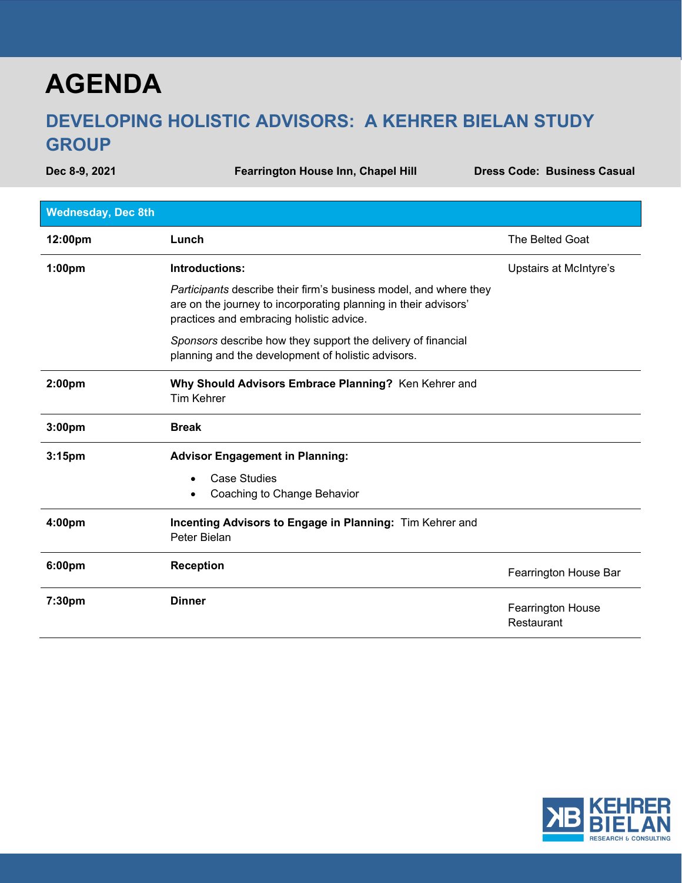# AGENDA

## DEVELOPING HOLISTIC ADVISORS: A KEHRER BIELAN STUDY GROUP

**Dec 8-9, 2021** | **Fearrington House Inn, Chapel Hill** | **Dress Code: Business Casual**

| Wednesday, Dec 8th | | |
|---|---|---|
| **12:00pm** | **Lunch** | The Belted Goat |
| **1:00pm** | **Introductions:**<br>*Participants* describe their firm's business model, and where they are on the journey to incorporating planning in their advisors' practices and embracing holistic advice.<br>*Sponsors* describe how they support the delivery of financial planning and the development of holistic advisors. | Upstairs at McIntyre's |
| **2:00pm** | **Why Should Advisors Embrace Planning?** Ken Kehrer and Tim Kehrer | |
| **3:00pm** | **Break** | |
| **3:15pm** | **Advisor Engagement in Planning:**<br>• Case Studies<br>• Coaching to Change Behavior | |
| **4:00pm** | **Incenting Advisors to Engage in Planning:** Tim Kehrer and Peter Bielan | |
| **6:00pm** | **Reception** | Fearrington House Bar |
| **7:30pm** | **Dinner** | Fearrington House Restaurant |

KEHRER BIELAN RESEARCH & CONSULTING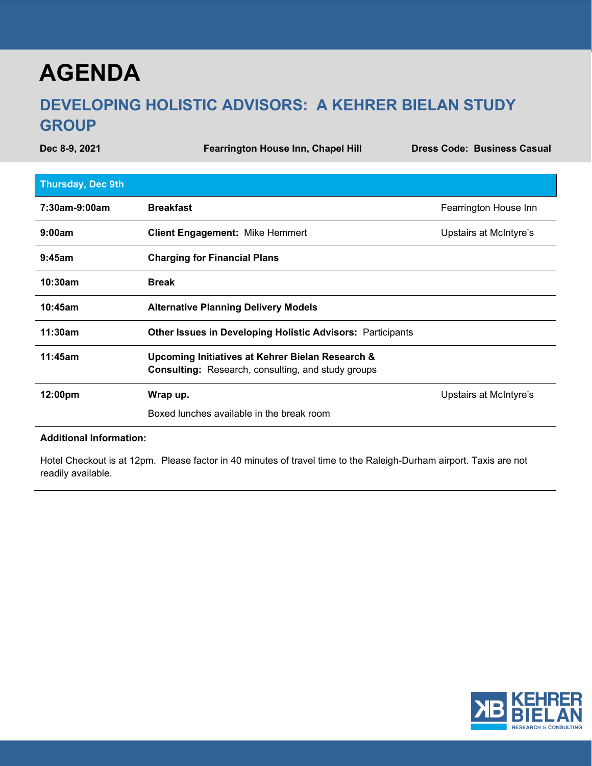# AGENDA

## DEVELOPING HOLISTIC ADVISORS: A KEHRER BIELAN STUDY GROUP

**Dec 8-9, 2021** **Fearrington House Inn, Chapel Hill** **Dress Code: Business Casual**

| **Thursday, Dec 9th** | | |
|---|---|---|
| **7:30am-9:00am** | **Breakfast** | Fearrington House Inn |
| **9:00am** | **Client Engagement:** Mike Hemmert | Upstairs at McIntyre's |
| **9:45am** | **Charging for Financial Plans** | |
| **10:30am** | **Break** | |
| **10:45am** | **Alternative Planning Delivery Models** | |
| **11:30am** | **Other Issues in Developing Holistic Advisors:** Participants | |
| **11:45am** | **Upcoming Initiatives at Kehrer Bielan Research & Consulting:** Research, consulting, and study groups | |
| **12:00pm** | **Wrap up.** Boxed lunches available in the break room | Upstairs at McIntyre's |

**Additional Information:**

Hotel Checkout is at 12pm. Please factor in 40 minutes of travel time to the Raleigh-Durham airport. Taxis are not readily available.